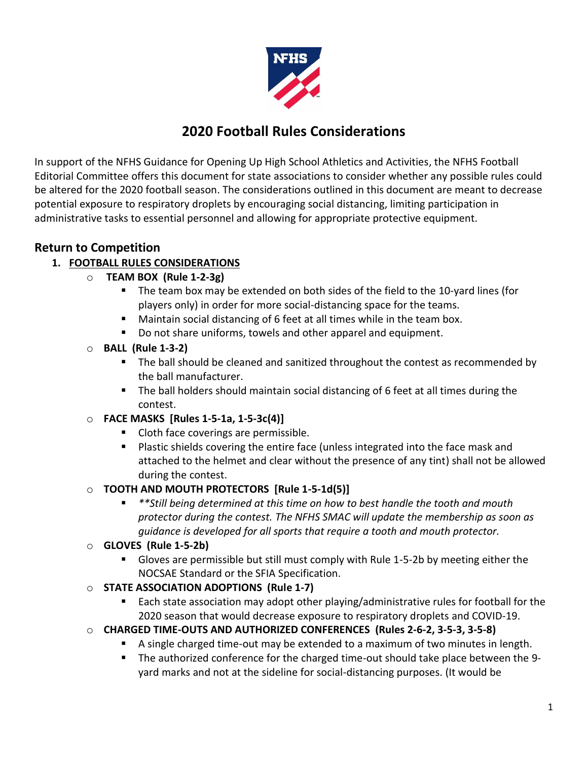# 2020 Football Rules Considerations

In support of the NFHS Guidance for Opening Up High School Athletics and Activities, the NFHS Football Editorial Committee offers this document for state associations to consider whether any possible rules could be altered for the 2020 football season. The considerations outlined in this document are meant to decrease potential exposure to respiratory droplets by encouraging social distancing, limiting participation in administrative tasks to essential personnel and allowing for appropriate protective equipment.

## Return to Competition

1. **FOOTBALL RULES CONSIDERATIONS**
   - **TEAM BOX (Rule 1-2-3g)**
     - The team box may be extended on both sides of the field to the 10-yard lines (for players only) in order for more social-distancing space for the teams.
     - Maintain social distancing of 6 feet at all times while in the team box.
     - Do not share uniforms, towels and other apparel and equipment.
   - **BALL (Rule 1-3-2)**
     - The ball should be cleaned and sanitized throughout the contest as recommended by the ball manufacturer.
     - The ball holders should maintain social distancing of 6 feet at all times during the contest.
   - **FACE MASKS [Rules 1-5-1a, 1-5-3c(4)]**
     - Cloth face coverings are permissible.
     - Plastic shields covering the entire face (unless integrated into the face mask and attached to the helmet and clear without the presence of any tint) shall not be allowed during the contest.
   - **TOOTH AND MOUTH PROTECTORS [Rule 1-5-1d(5)]**
     - *\*\*Still being determined at this time on how to best handle the tooth and mouth protector during the contest. The NFHS SMAC will update the membership as soon as guidance is developed for all sports that require a tooth and mouth protector.*
   - **GLOVES (Rule 1-5-2b)**
     - Gloves are permissible but still must comply with Rule 1-5-2b by meeting either the NOCSAE Standard or the SFIA Specification.
   - **STATE ASSOCIATION ADOPTIONS (Rule 1-7)**
     - Each state association may adopt other playing/administrative rules for football for the 2020 season that would decrease exposure to respiratory droplets and COVID-19.
   - **CHARGED TIME-OUTS AND AUTHORIZED CONFERENCES (Rules 2-6-2, 3-5-3, 3-5-8)**
     - A single charged time-out may be extended to a maximum of two minutes in length.
     - The authorized conference for the charged time-out should take place between the 9-yard marks and not at the sideline for social-distancing purposes. (It would be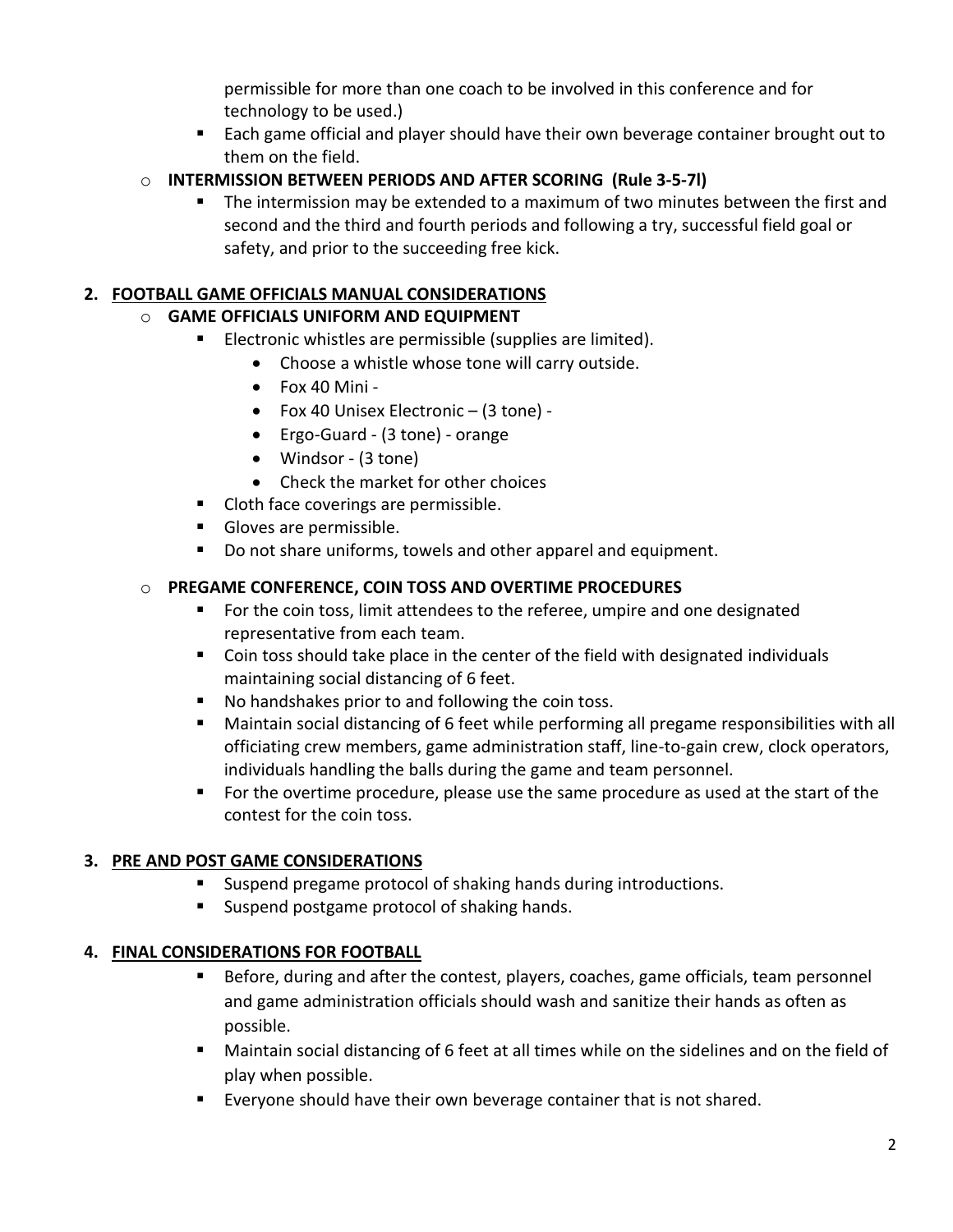permissible for more than one coach to be involved in this conference and for technology to be used.)

- Each game official and player should have their own beverage container brought out to them on the field.

- **INTERMISSION BETWEEN PERIODS AND AFTER SCORING (Rule 3-5-7l)**
  - The intermission may be extended to a maximum of two minutes between the first and second and the third and fourth periods and following a try, successful field goal or safety, and prior to the succeeding free kick.

## 2. FOOTBALL GAME OFFICIALS MANUAL CONSIDERATIONS

- **GAME OFFICIALS UNIFORM AND EQUIPMENT**
  - Electronic whistles are permissible (supplies are limited).
    - Choose a whistle whose tone will carry outside.
    - Fox 40 Mini -
    - Fox 40 Unisex Electronic – (3 tone) -
    - Ergo-Guard - (3 tone) - orange
    - Windsor - (3 tone)
    - Check the market for other choices
  - Cloth face coverings are permissible.
  - Gloves are permissible.
  - Do not share uniforms, towels and other apparel and equipment.

- **PREGAME CONFERENCE, COIN TOSS AND OVERTIME PROCEDURES**
  - For the coin toss, limit attendees to the referee, umpire and one designated representative from each team.
  - Coin toss should take place in the center of the field with designated individuals maintaining social distancing of 6 feet.
  - No handshakes prior to and following the coin toss.
  - Maintain social distancing of 6 feet while performing all pregame responsibilities with all officiating crew members, game administration staff, line-to-gain crew, clock operators, individuals handling the balls during the game and team personnel.
  - For the overtime procedure, please use the same procedure as used at the start of the contest for the coin toss.

## 3. PRE AND POST GAME CONSIDERATIONS

- Suspend pregame protocol of shaking hands during introductions.
- Suspend postgame protocol of shaking hands.

## 4. FINAL CONSIDERATIONS FOR FOOTBALL

- Before, during and after the contest, players, coaches, game officials, team personnel and game administration officials should wash and sanitize their hands as often as possible.
- Maintain social distancing of 6 feet at all times while on the sidelines and on the field of play when possible.
- Everyone should have their own beverage container that is not shared.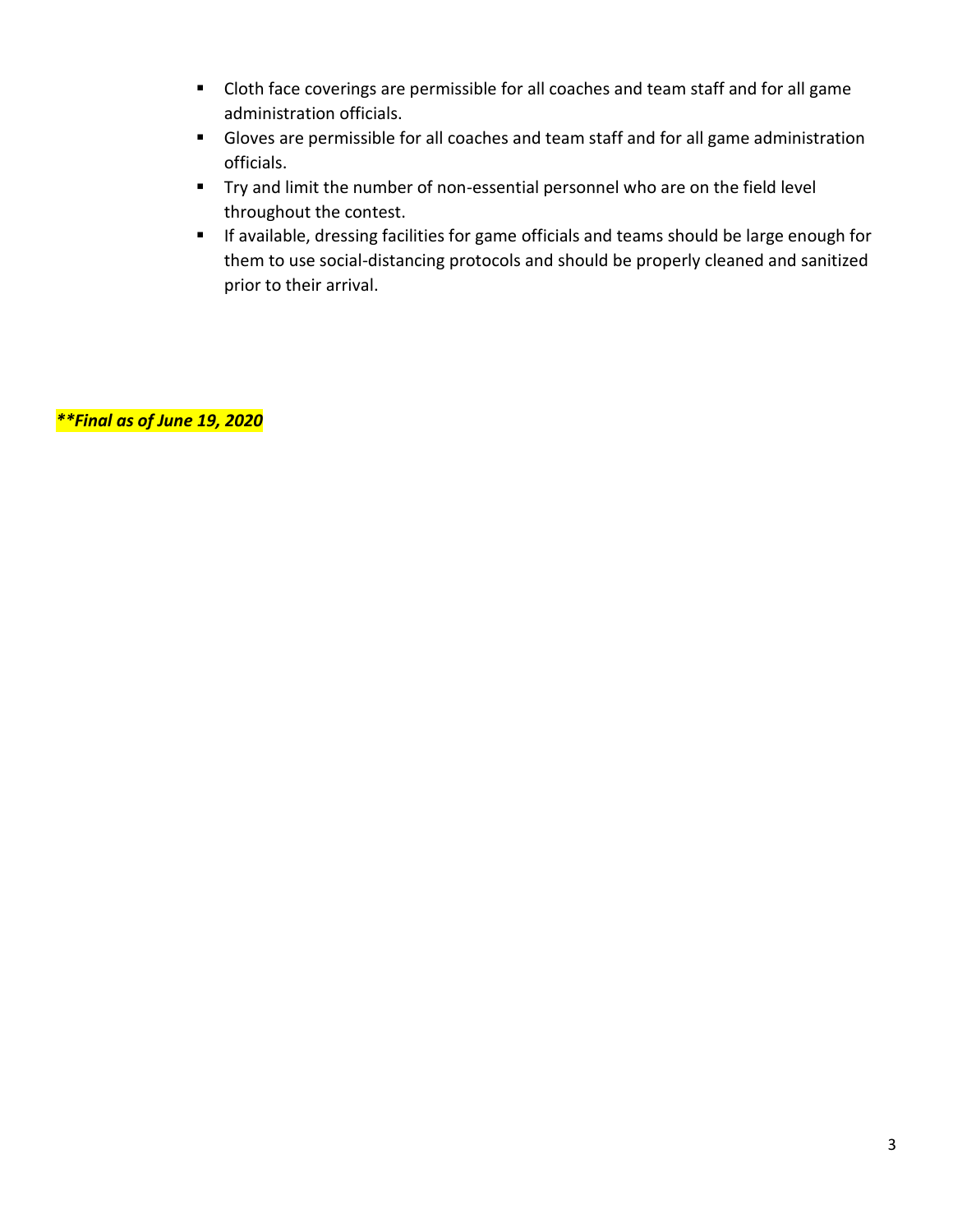- Cloth face coverings are permissible for all coaches and team staff and for all game administration officials.
- Gloves are permissible for all coaches and team staff and for all game administration officials.
- Try and limit the number of non-essential personnel who are on the field level throughout the contest.
- If available, dressing facilities for game officials and teams should be large enough for them to use social-distancing protocols and should be properly cleaned and sanitized prior to their arrival.

***\*\*Final as of June 19, 2020***